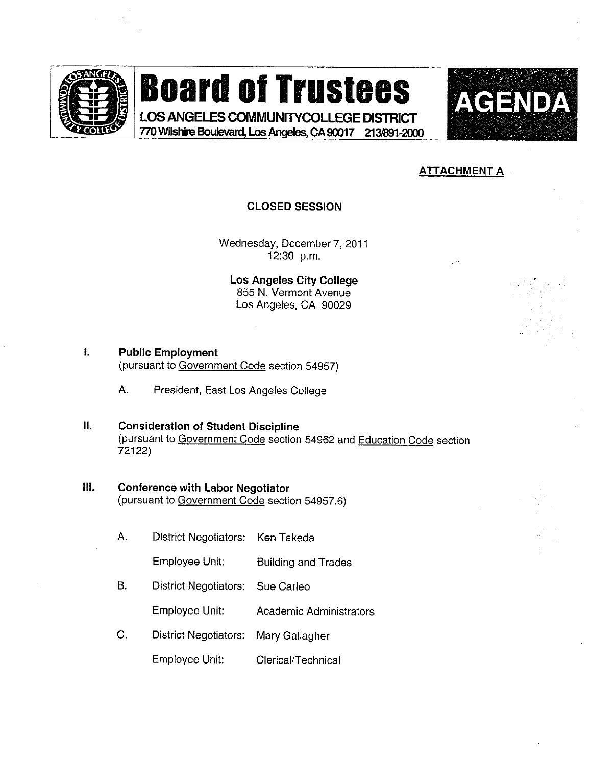# Board of Trustees

**LOS ANGELES COMMUNITYCOLLEGE DISTRICT**
770 Wilshire Boulevard, Los Angeles, CA 90017 213/891-2000

**AGENDA**

**ATTACHMENT A**

**CLOSED SESSION**

Wednesday, December 7, 2011
12:30 p.m.

**Los Angeles City College**
855 N. Vermont Avenue
Los Angeles, CA 90029

**I. Public Employment**
(pursuant to Government Code section 54957)

A. President, East Los Angeles College

**II. Consideration of Student Discipline**
(pursuant to Government Code section 54962 and Education Code section 72122)

**III. Conference with Labor Negotiator**
(pursuant to Government Code section 54957.6)

A. District Negotiators: Ken Takeda

Employee Unit: Building and Trades

B. District Negotiators: Sue Carleo

Employee Unit: Academic Administrators

C. District Negotiators: Mary Gallagher

Employee Unit: Clerical/Technical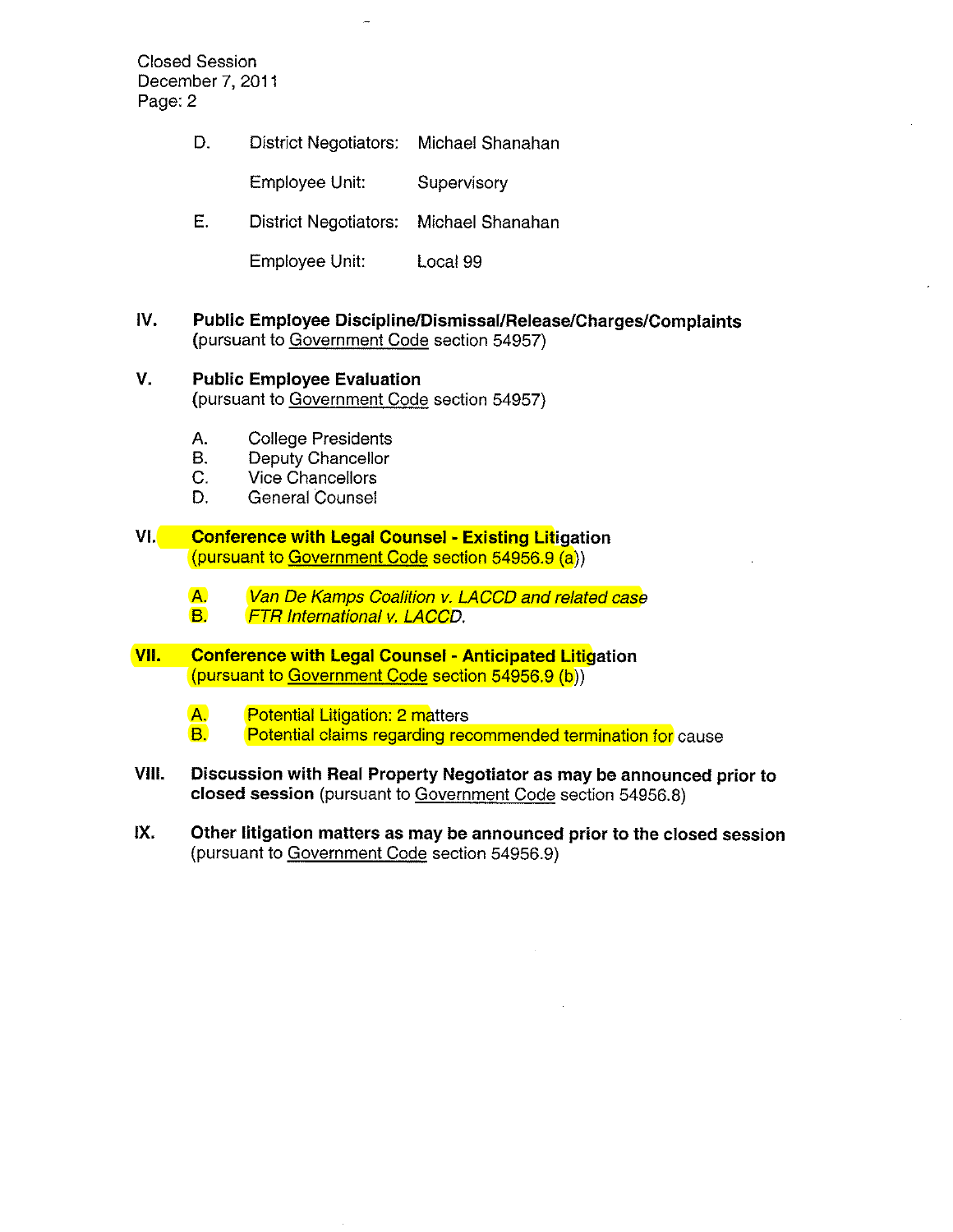D. District Negotiators: Michael Shanahan

Employee Unit: Supervisory

E. District Negotiators: Michael Shanahan

Employee Unit: Local 99

**IV. Public Employee Discipline/Dismissal/Release/Charges/Complaints**
(pursuant to Government Code section 54957)

**V. Public Employee Evaluation**
(pursuant to Government Code section 54957)

A. College Presidents
B. Deputy Chancellor
C. Vice Chancellors
D. General Counsel

**VI. Conference with Legal Counsel - Existing Litigation**
(pursuant to Government Code section 54956.9 (a))

A. *Van De Kamps Coalition v. LACCD and related case*
B. *FTR International v. LACCD.*

**VII. Conference with Legal Counsel - Anticipated Litigation**
(pursuant to Government Code section 54956.9 (b))

A. Potential Litigation: 2 matters
B. Potential claims regarding recommended termination for cause

**VIII. Discussion with Real Property Negotiator as may be announced prior to closed session** (pursuant to Government Code section 54956.8)

**IX. Other litigation matters as may be announced prior to the closed session**
(pursuant to Government Code section 54956.9)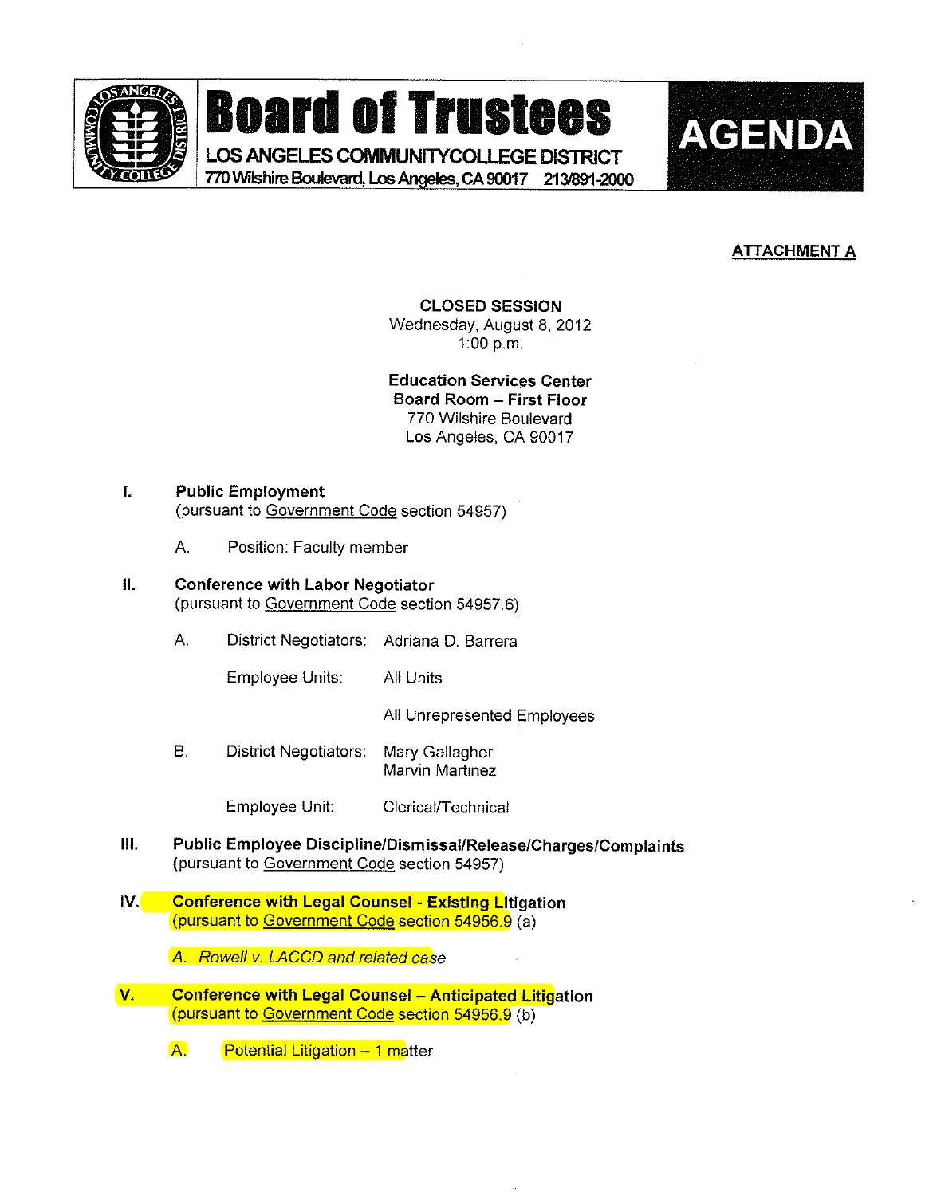# Board of Trustees

LOS ANGELES COMMUNITY COLLEGE DISTRICT
770 Wilshire Boulevard, Los Angeles, CA 90017 213/891-2000

**AGENDA**

**ATTACHMENT A**

**CLOSED SESSION**
Wednesday, August 8, 2012
1:00 p.m.

**Education Services Center**
**Board Room – First Floor**
770 Wilshire Boulevard
Los Angeles, CA 90017

**I. Public Employment**
(pursuant to Government Code section 54957)

A. Position: Faculty member

**II. Conference with Labor Negotiator**
(pursuant to Government Code section 54957.6)

A. District Negotiators: Adriana D. Barrera

Employee Units: All Units

All Unrepresented Employees

B. District Negotiators: Mary Gallagher
Marvin Martinez

Employee Unit: Clerical/Technical

**III. Public Employee Discipline/Dismissal/Release/Charges/Complaints**
(pursuant to Government Code section 54957)

**IV. Conference with Legal Counsel - Existing Litigation**
(pursuant to Government Code section 54956.9 (a)

*A. Rowell v. LACCD and related case*

**V. Conference with Legal Counsel – Anticipated Litigation**
(pursuant to Government Code section 54956.9 (b)

A. Potential Litigation – 1 matter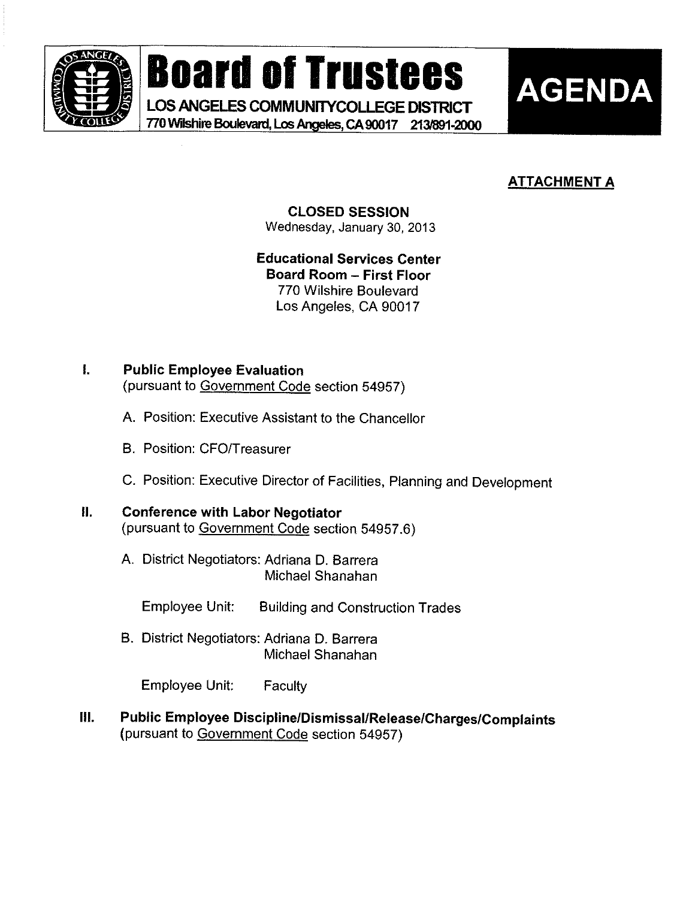# Board of Trustees

LOS ANGELES COMMUNITYCOLLEGE DISTRICT
770 Wilshire Boulevard, Los Angeles, CA 90017 213/891-2000

**AGENDA**

**ATTACHMENT A**

**CLOSED SESSION**
Wednesday, January 30, 2013

**Educational Services Center**
**Board Room – First Floor**
770 Wilshire Boulevard
Los Angeles, CA 90017

I. **Public Employee Evaluation**
(pursuant to Government Code section 54957)

   A. Position: Executive Assistant to the Chancellor

   B. Position: CFO/Treasurer

   C. Position: Executive Director of Facilities, Planning and Development

II. **Conference with Labor Negotiator**
(pursuant to Government Code section 54957.6)

   A. District Negotiators: Adriana D. Barrera
      Michael Shanahan

      Employee Unit: Building and Construction Trades

   B. District Negotiators: Adriana D. Barrera
      Michael Shanahan

      Employee Unit: Faculty

III. **Public Employee Discipline/Dismissal/Release/Charges/Complaints**
(pursuant to Government Code section 54957)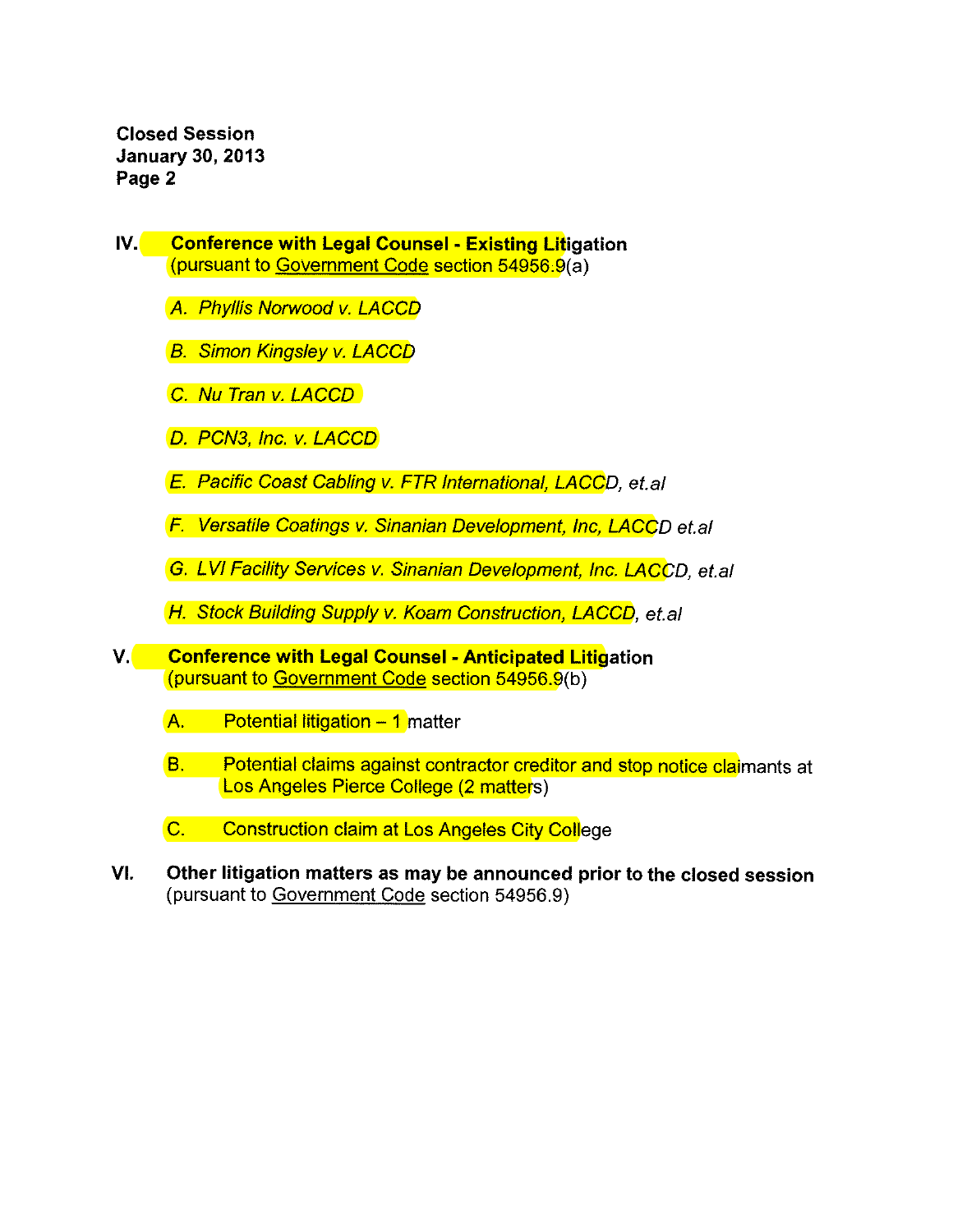**Closed Session**
**January 30, 2013**
**Page 2**

**IV. Conference with Legal Counsel - Existing Litigation**
(pursuant to Government Code section 54956.9(a)

*A. Phyllis Norwood v. LACCD*

*B. Simon Kingsley v. LACCD*

*C. Nu Tran v. LACCD*

*D. PCN3, Inc. v. LACCD*

*E. Pacific Coast Cabling v. FTR International, LACCD, et.al*

*F. Versatile Coatings v. Sinanian Development, Inc, LACCD et.al*

*G. LVI Facility Services v. Sinanian Development, Inc. LACCD, et.al*

*H. Stock Building Supply v. Koam Construction, LACCD, et.al*

**V. Conference with Legal Counsel - Anticipated Litigation**
(pursuant to Government Code section 54956.9(b)

A. Potential litigation – 1 matter

B. Potential claims against contractor creditor and stop notice claimants at Los Angeles Pierce College (2 matters)

C. Construction claim at Los Angeles City College

**VI. Other litigation matters as may be announced prior to the closed session**
(pursuant to Government Code section 54956.9)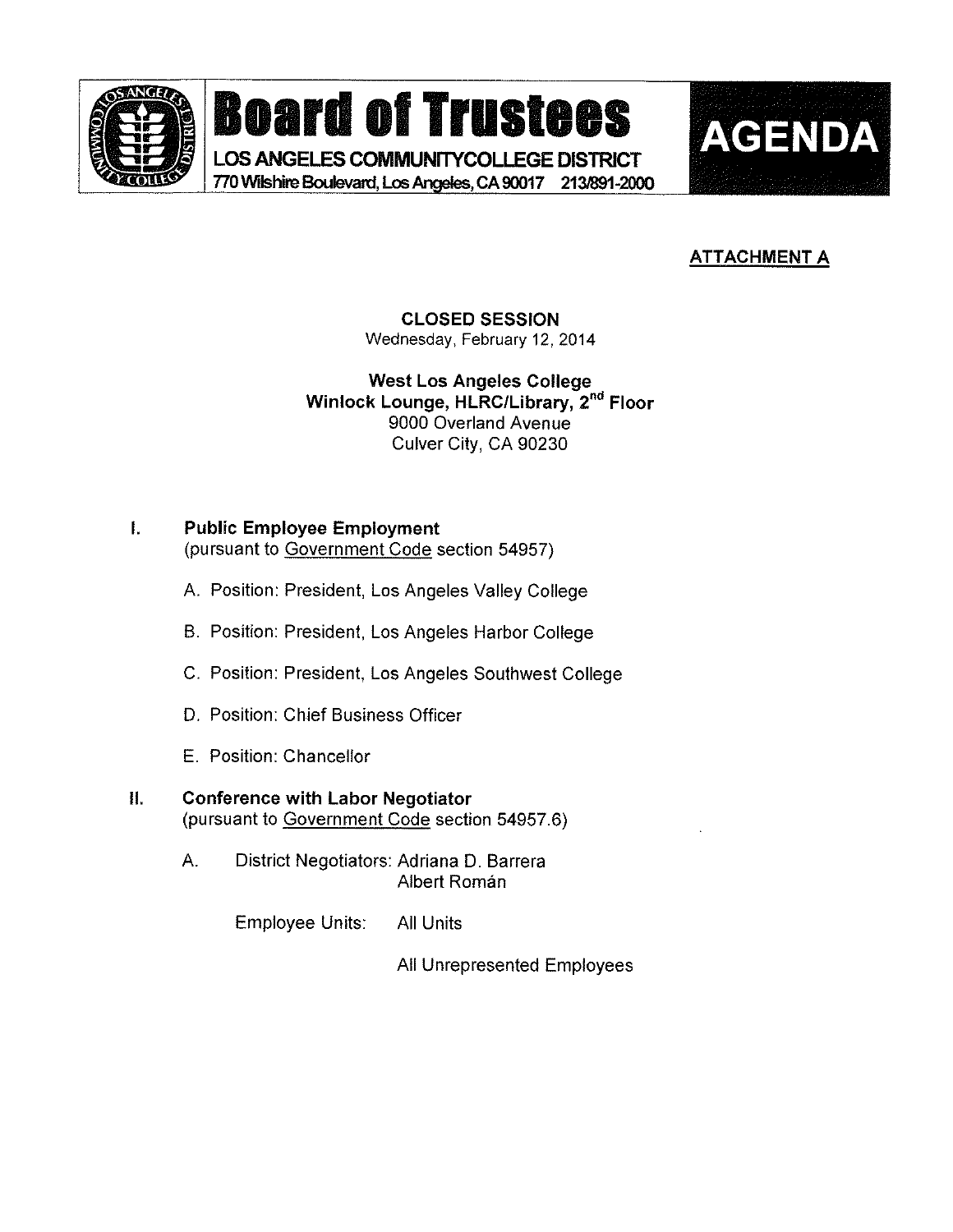# Board of Trustees

**LOS ANGELES COMMUNITYCOLLEGE DISTRICT**
770 Wilshire Boulevard, Los Angeles, CA 90017 213/891-2000

**AGENDA**

**ATTACHMENT A**

**CLOSED SESSION**
Wednesday, February 12, 2014

**West Los Angeles College**
**Winlock Lounge, HLRC/Library, 2nd Floor**
9000 Overland Avenue
Culver City, CA 90230

## I. Public Employee Employment
(pursuant to Government Code section 54957)

A. Position: President, Los Angeles Valley College

B. Position: President, Los Angeles Harbor College

C. Position: President, Los Angeles Southwest College

D. Position: Chief Business Officer

E. Position: Chancellor

## II. Conference with Labor Negotiator
(pursuant to Government Code section 54957.6)

A. District Negotiators: Adriana D. Barrera
Albert Román

Employee Units: All Units

All Unrepresented Employees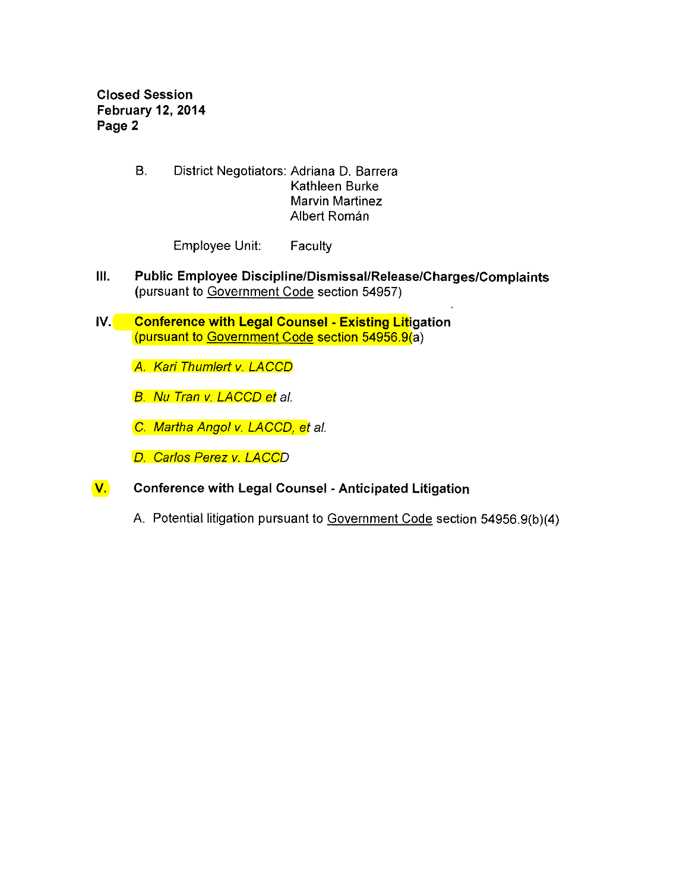**Closed Session**
**February 12, 2014**
**Page 2**

B. District Negotiators: Adriana D. Barrera
Kathleen Burke
Marvin Martinez
Albert Román

Employee Unit: Faculty

**III. Public Employee Discipline/Dismissal/Release/Charges/Complaints**
(pursuant to Government Code section 54957)

**IV. Conference with Legal Counsel - Existing Litigation**
(pursuant to Government Code section 54956.9(a)

*A. Kari Thumlert v. LACCD*

*B. Nu Tran v. LACCD et al.*

*C. Martha Angol v. LACCD, et al.*

*D. Carlos Perez v. LACCD*

**V. Conference with Legal Counsel - Anticipated Litigation**

A. Potential litigation pursuant to Government Code section 54956.9(b)(4)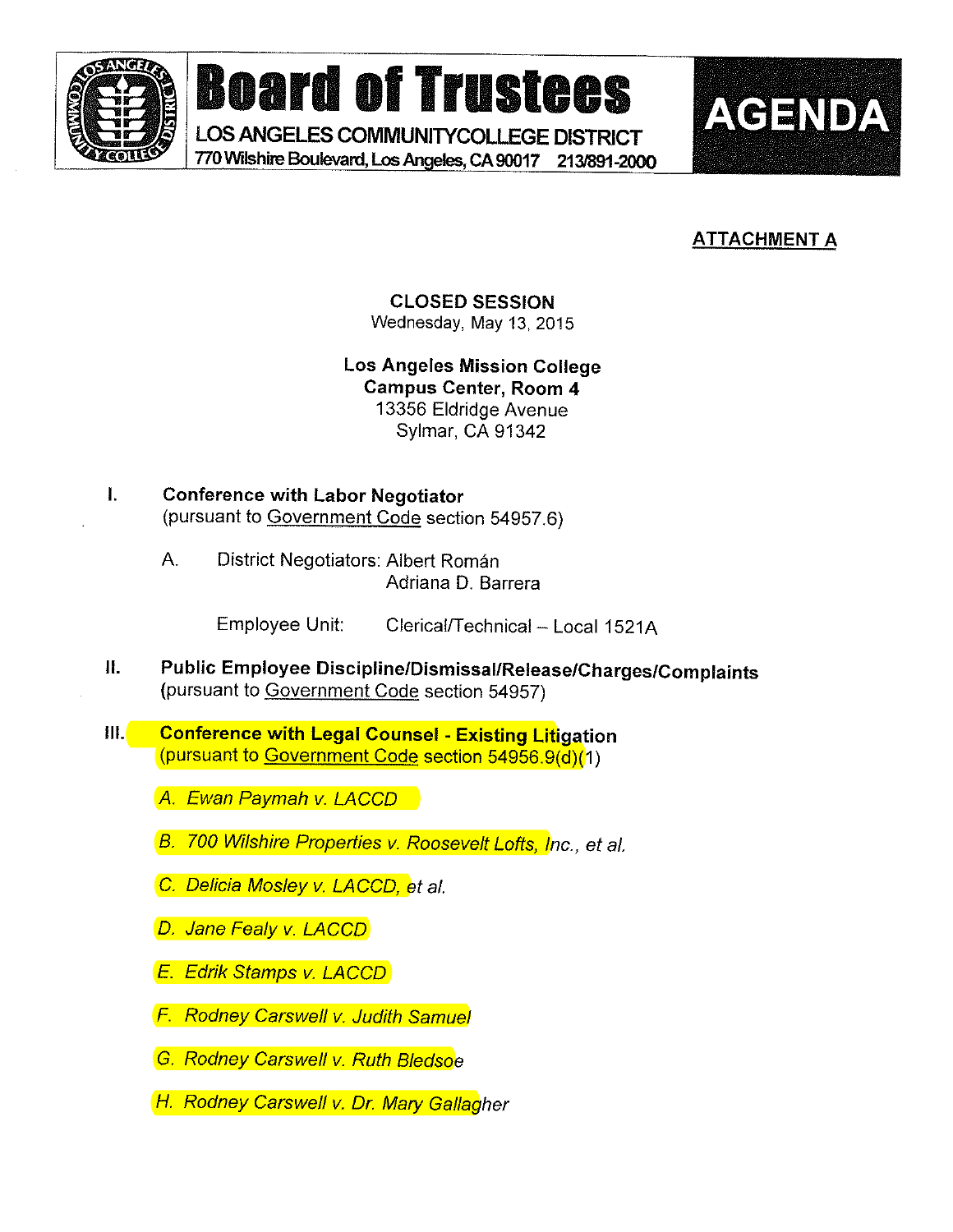# Board of Trustees

LOS ANGELES COMMUNITYCOLLEGE DISTRICT
770 Wilshire Boulevard, Los Angeles, CA 90017 213/891-2000

**AGENDA**

**ATTACHMENT A**

**CLOSED SESSION**
Wednesday, May 13, 2015

**Los Angeles Mission College**
**Campus Center, Room 4**
13356 Eldridge Avenue
Sylmar, CA 91342

I. **Conference with Labor Negotiator**
(pursuant to Government Code section 54957.6)

A. District Negotiators: Albert Román
Adriana D. Barrera

Employee Unit: Clerical/Technical – Local 1521A

II. **Public Employee Discipline/Dismissal/Release/Charges/Complaints**
(pursuant to Government Code section 54957)

III. **Conference with Legal Counsel - Existing Litigation**
(pursuant to Government Code section 54956.9(d)(1)

*A. Ewan Paymah v. LACCD*

*B. 700 Wilshire Properties v. Roosevelt Lofts, Inc., et al.*

*C. Delicia Mosley v. LACCD, et al.*

*D. Jane Fealy v. LACCD*

*E. Edrik Stamps v. LACCD*

*F. Rodney Carswell v. Judith Samuel*

*G. Rodney Carswell v. Ruth Bledsoe*

*H. Rodney Carswell v. Dr. Mary Gallagher*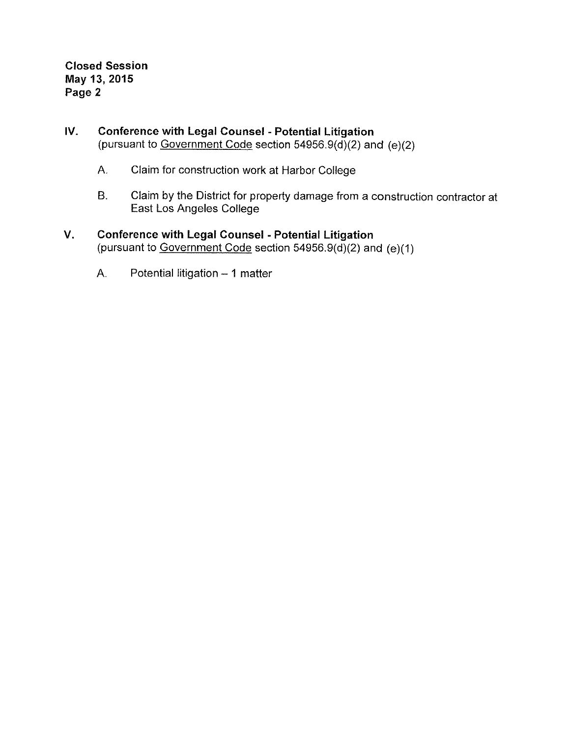**Closed Session**
**May 13, 2015**
**Page 2**

## IV. Conference with Legal Counsel - Potential Litigation

(pursuant to Government Code section 54956.9(d)(2) and (e)(2)

A. Claim for construction work at Harbor College

B. Claim by the District for property damage from a construction contractor at East Los Angeles College

## V. Conference with Legal Counsel - Potential Litigation

(pursuant to Government Code section 54956.9(d)(2) and (e)(1)

A. Potential litigation – 1 matter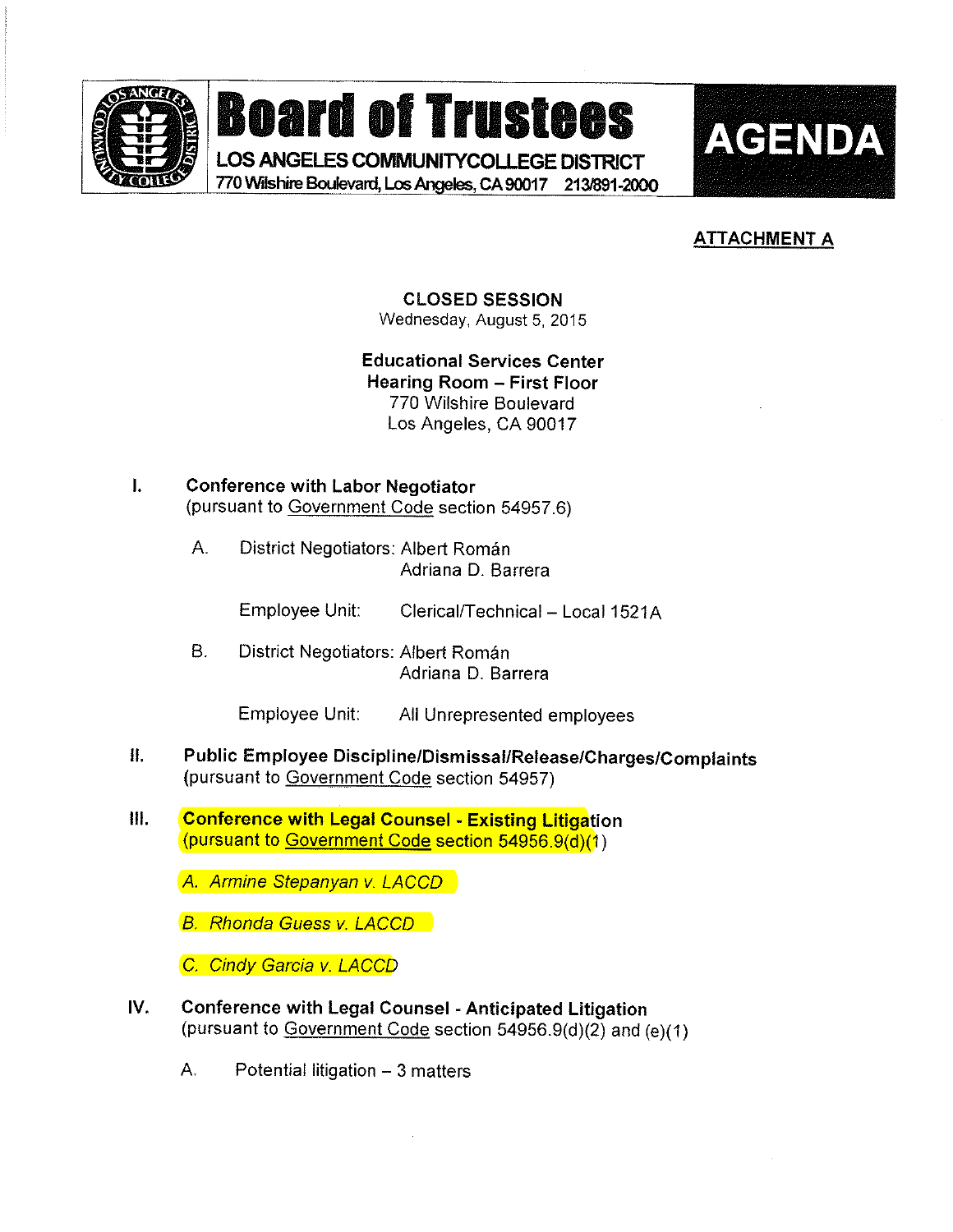# Board of Trustees

LOS ANGELES COMMUNITY COLLEGE DISTRICT
770 Wilshire Boulevard, Los Angeles, CA 90017 213/891-2000

**AGENDA**

**ATTACHMENT A**

**CLOSED SESSION**
Wednesday, August 5, 2015

**Educational Services Center**
**Hearing Room – First Floor**
770 Wilshire Boulevard
Los Angeles, CA 90017

I. **Conference with Labor Negotiator**
(pursuant to Government Code section 54957.6)

A. District Negotiators: Albert Román
Adriana D. Barrera

Employee Unit: Clerical/Technical – Local 1521A

B. District Negotiators: Albert Román
Adriana D. Barrera

Employee Unit: All Unrepresented employees

II. **Public Employee Discipline/Dismissal/Release/Charges/Complaints**
(pursuant to Government Code section 54957)

III. **Conference with Legal Counsel - Existing Litigation**
(pursuant to Government Code section 54956.9(d)(1)

*A. Armine Stepanyan v. LACCD*

*B. Rhonda Guess v. LACCD*

*C. Cindy Garcia v. LACCD*

IV. **Conference with Legal Counsel - Anticipated Litigation**
(pursuant to Government Code section 54956.9(d)(2) and (e)(1)

A. Potential litigation – 3 matters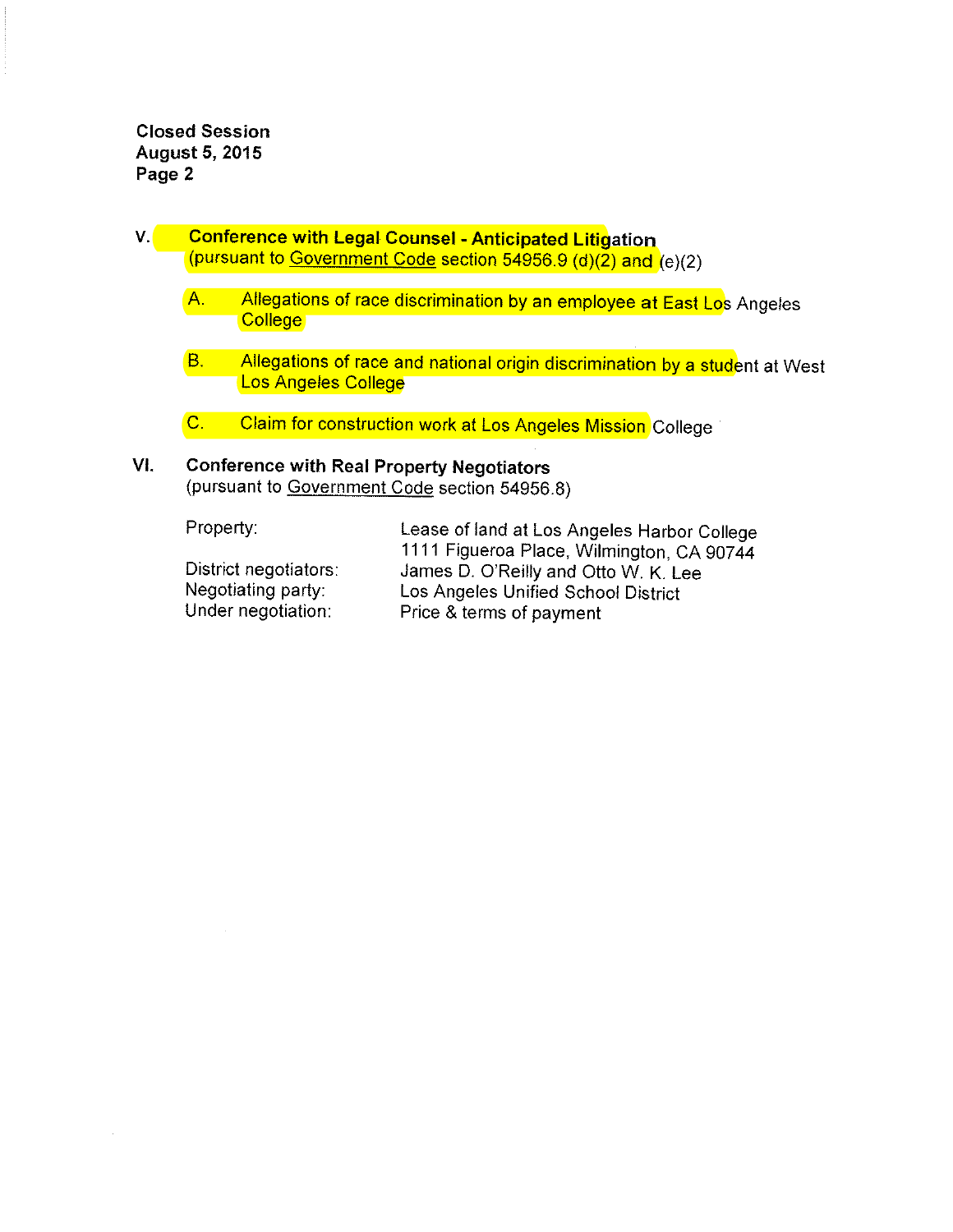**Closed Session**
**August 5, 2015**
**Page 2**

**V. Conference with Legal Counsel - Anticipated Litigation**
(pursuant to Government Code section 54956.9 (d)(2) and (e)(2)

A. Allegations of race discrimination by an employee at East Los Angeles College

B. Allegations of race and national origin discrimination by a student at West Los Angeles College

C. Claim for construction work at Los Angeles Mission College

**VI. Conference with Real Property Negotiators**
(pursuant to Government Code section 54956.8)

| | |
|---|---|
| Property: | Lease of land at Los Angeles Harbor College<br>1111 Figueroa Place, Wilmington, CA 90744 |
| District negotiators: | James D. O'Reilly and Otto W. K. Lee |
| Negotiating party: | Los Angeles Unified School District |
| Under negotiation: | Price & terms of payment |